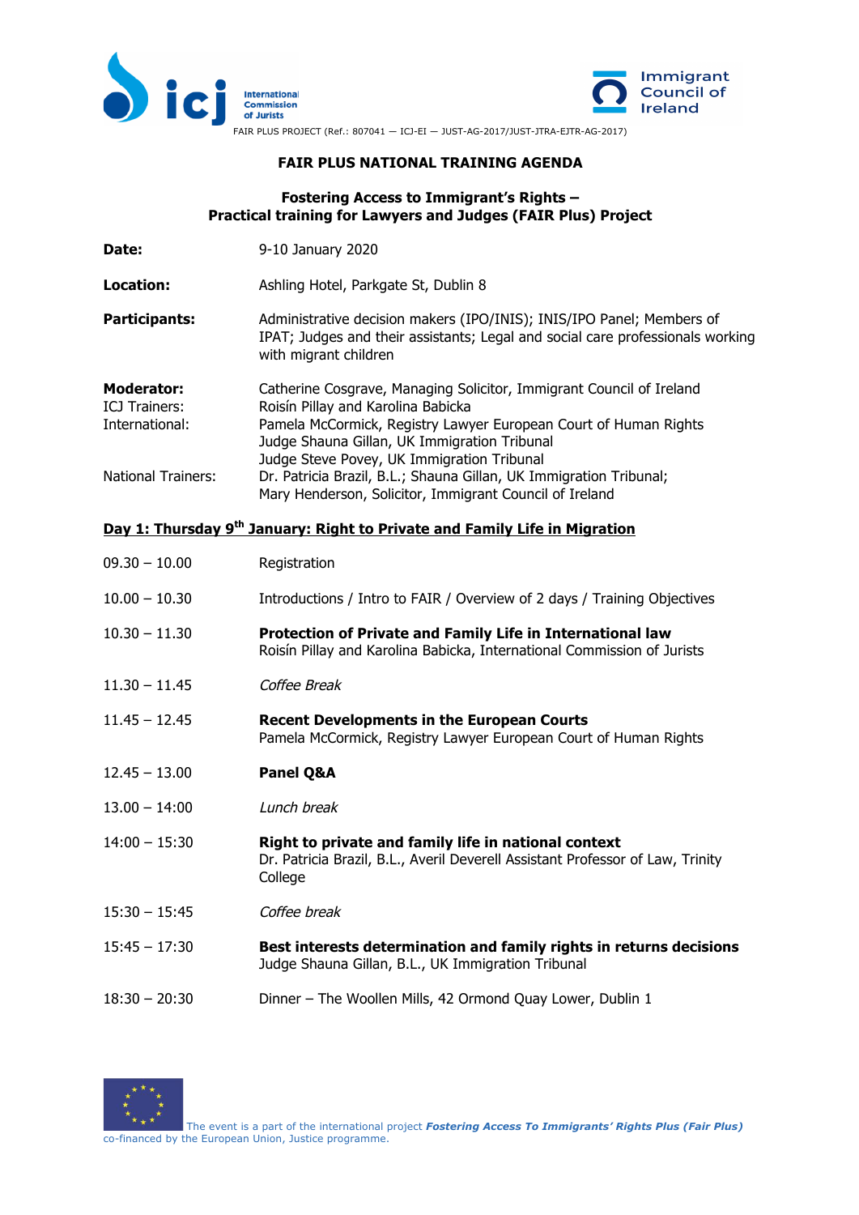FAIR PLUS PROJECT (Ref.: 807041 — ICJ-EI — JUST-AG-2017/JUST-JTRA-EJTR-AG-2017)

**FAIR PLUS NATIONAL TRAINING AGENDA**

**Fostering Access to Immigrant's Rights – Practical training for Lawyers and Judges (FAIR Plus) Project**

| | |
|---|---|
| **Date:** | 9-10 January 2020 |
| **Location:** | Ashling Hotel, Parkgate St, Dublin 8 |
| **Participants:** | Administrative decision makers (IPO/INIS); INIS/IPO Panel; Members of IPAT; Judges and their assistants; Legal and social care professionals working with migrant children |
| **Moderator:** | Catherine Cosgrave, Managing Solicitor, Immigrant Council of Ireland |
| ICJ Trainers: | Roisín Pillay and Karolina Babicka |
| International: | Pamela McCormick, Registry Lawyer European Court of Human Rights<br>Judge Shauna Gillan, UK Immigration Tribunal<br>Judge Steve Povey, UK Immigration Tribunal |
| National Trainers: | Dr. Patricia Brazil, B.L.; Shauna Gillan, UK Immigration Tribunal; Mary Henderson, Solicitor, Immigrant Council of Ireland |

## Day 1: Thursday 9th January: Right to Private and Family Life in Migration

| | |
|---|---|
| 09.30 – 10.00 | Registration |
| 10.00 – 10.30 | Introductions / Intro to FAIR / Overview of 2 days / Training Objectives |
| 10.30 – 11.30 | **Protection of Private and Family Life in International law**<br>Roisín Pillay and Karolina Babicka, International Commission of Jurists |
| 11.30 – 11.45 | *Coffee Break* |
| 11.45 – 12.45 | **Recent Developments in the European Courts**<br>Pamela McCormick, Registry Lawyer European Court of Human Rights |
| 12.45 – 13.00 | **Panel Q&A** |
| 13.00 – 14:00 | *Lunch break* |
| 14:00 – 15:30 | **Right to private and family life in national context**<br>Dr. Patricia Brazil, B.L., Averil Deverell Assistant Professor of Law, Trinity College |
| 15:30 – 15:45 | *Coffee break* |
| 15:45 – 17:30 | **Best interests determination and family rights in returns decisions**<br>Judge Shauna Gillan, B.L., UK Immigration Tribunal |
| 18:30 – 20:30 | Dinner – The Woollen Mills, 42 Ormond Quay Lower, Dublin 1 |

The event is a part of the international project ***Fostering Access To Immigrants' Rights Plus (Fair Plus)*** co-financed by the European Union, Justice programme.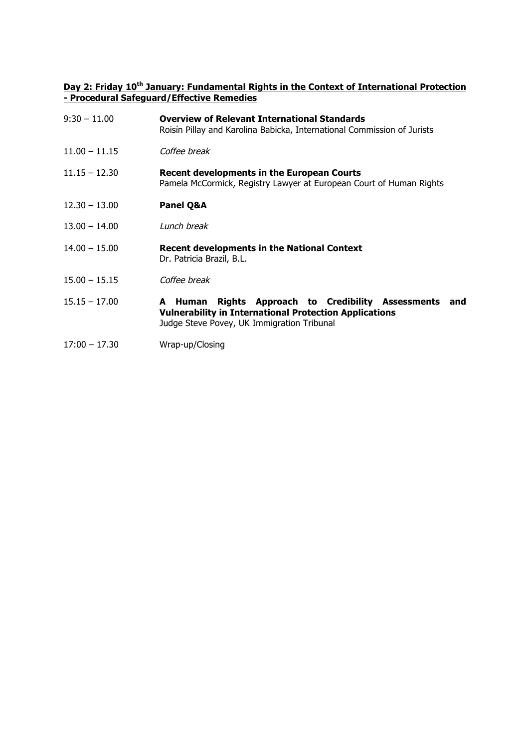**Day 2: Friday 10th January: Fundamental Rights in the Context of International Protection - Procedural Safeguard/Effective Remedies**

| | |
|---|---|
| 9:30 – 11.00 | **Overview of Relevant International Standards**<br>Roisín Pillay and Karolina Babicka, International Commission of Jurists |
| 11.00 – 11.15 | *Coffee break* |
| 11.15 – 12.30 | **Recent developments in the European Courts**<br>Pamela McCormick, Registry Lawyer at European Court of Human Rights |
| 12.30 – 13.00 | **Panel Q&A** |
| 13.00 – 14.00 | *Lunch break* |
| 14.00 – 15.00 | **Recent developments in the National Context**<br>Dr. Patricia Brazil, B.L. |
| 15.00 – 15.15 | *Coffee break* |
| 15.15 – 17.00 | **A Human Rights Approach to Credibility Assessments and Vulnerability in International Protection Applications**<br>Judge Steve Povey, UK Immigration Tribunal |
| 17:00 – 17.30 | Wrap-up/Closing |